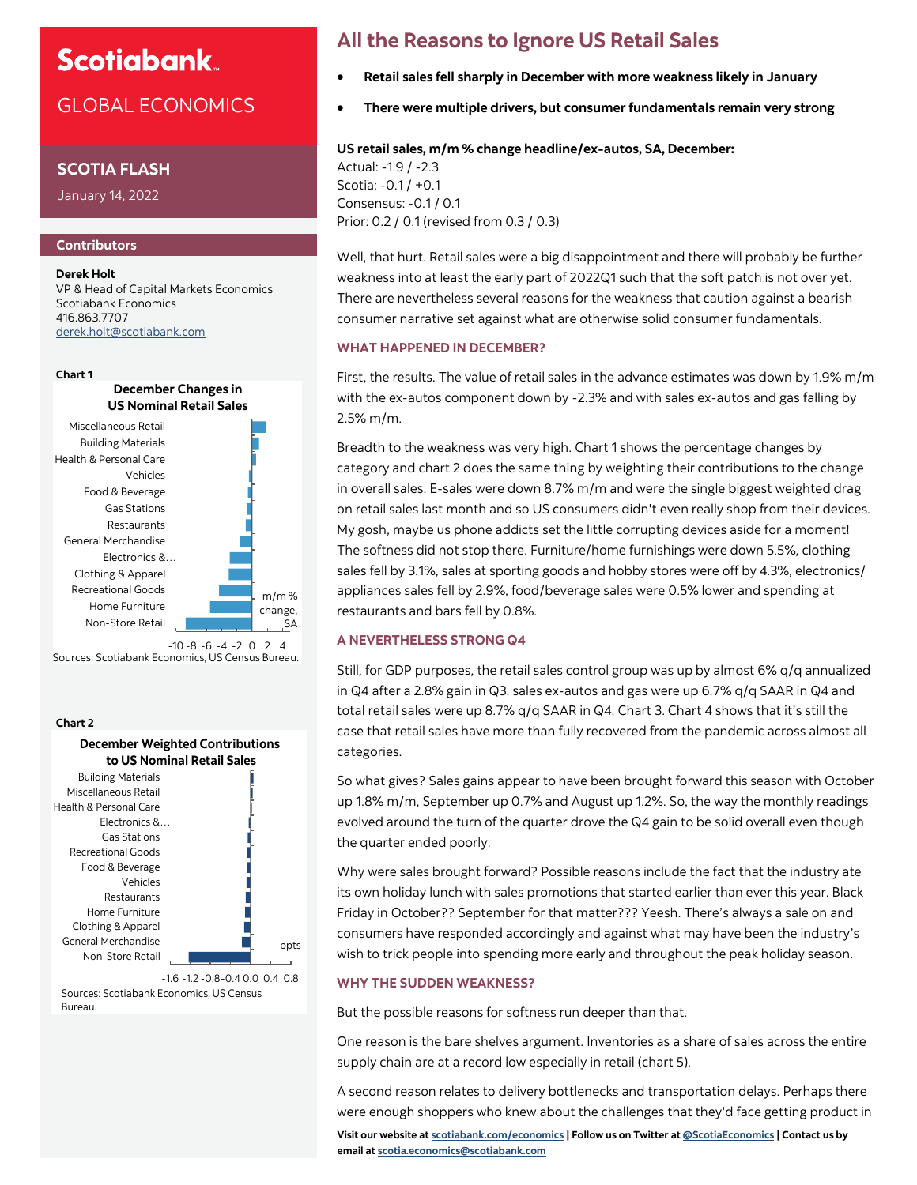# Scotiabank.

## GLOBAL ECONOMICS

### SCOTIA FLASH

January 14, 2022

#### Contributors

**Derek Holt**
VP & Head of Capital Markets Economics
Scotiabank Economics
416.863.7707
derek.holt@scotiabank.com

**Chart 1**

December Changes in US Nominal Retail Sales

Miscellaneous Retail, Building Materials, Health & Personal Care, Vehicles, Food & Beverage, Gas Stations, Restaurants, General Merchandise, Electronics &…, Clothing & Apparel, Recreational Goods, Home Furniture, Non-Store Retail

m/m % change, SA

-10 -8 -6 -4 -2 0 2 4

Sources: Scotiabank Economics, US Census Bureau.

**Chart 2**

December Weighted Contributions to US Nominal Retail Sales

Building Materials, Miscellaneous Retail, Health & Personal Care, Electronics &…, Gas Stations, Recreational Goods, Food & Beverage, Vehicles, Restaurants, Home Furniture, Clothing & Apparel, General Merchandise, Non-Store Retail

ppts

-1.6 -1.2 -0.8 -0.4 0.0 0.4 0.8

Sources: Scotiabank Economics, US Census Bureau.

# All the Reasons to Ignore US Retail Sales

- **Retail sales fell sharply in December with more weakness likely in January**
- **There were multiple drivers, but consumer fundamentals remain very strong**

**US retail sales, m/m % change headline/ex-autos, SA, December:**
Actual: -1.9 / -2.3
Scotia: -0.1 / +0.1
Consensus: -0.1 / 0.1
Prior: 0.2 / 0.1 (revised from 0.3 / 0.3)

Well, that hurt. Retail sales were a big disappointment and there will probably be further weakness into at least the early part of 2022Q1 such that the soft patch is not over yet. There are nevertheless several reasons for the weakness that caution against a bearish consumer narrative set against what are otherwise solid consumer fundamentals.

## WHAT HAPPENED IN DECEMBER?

First, the results. The value of retail sales in the advance estimates was down by 1.9% m/m with the ex-autos component down by -2.3% and with sales ex-autos and gas falling by 2.5% m/m.

Breadth to the weakness was very high. Chart 1 shows the percentage changes by category and chart 2 does the same thing by weighting their contributions to the change in overall sales. E-sales were down 8.7% m/m and were the single biggest weighted drag on retail sales last month and so US consumers didn't even really shop from their devices. My gosh, maybe us phone addicts set the little corrupting devices aside for a moment! The softness did not stop there. Furniture/home furnishings were down 5.5%, clothing sales fell by 3.1%, sales at sporting goods and hobby stores were off by 4.3%, electronics/appliances sales fell by 2.9%, food/beverage sales were 0.5% lower and spending at restaurants and bars fell by 0.8%.

## A NEVERTHELESS STRONG Q4

Still, for GDP purposes, the retail sales control group was up by almost 6% q/q annualized in Q4 after a 2.8% gain in Q3. sales ex-autos and gas were up 6.7% q/q SAAR in Q4 and total retail sales were up 8.7% q/q SAAR in Q4. Chart 3. Chart 4 shows that it's still the case that retail sales have more than fully recovered from the pandemic across almost all categories.

So what gives? Sales gains appear to have been brought forward this season with October up 1.8% m/m, September up 0.7% and August up 1.2%. So, the way the monthly readings evolved around the turn of the quarter drove the Q4 gain to be solid overall even though the quarter ended poorly.

Why were sales brought forward? Possible reasons include the fact that the industry ate its own holiday lunch with sales promotions that started earlier than ever this year. Black Friday in October?? September for that matter??? Yeesh. There's always a sale on and consumers have responded accordingly and against what may have been the industry's wish to trick people into spending more early and throughout the peak holiday season.

## WHY THE SUDDEN WEAKNESS?

But the possible reasons for softness run deeper than that.

One reason is the bare shelves argument. Inventories as a share of sales across the entire supply chain are at a record low especially in retail (chart 5).

A second reason relates to delivery bottlenecks and transportation delays. Perhaps there were enough shoppers who knew about the challenges that they'd face getting product in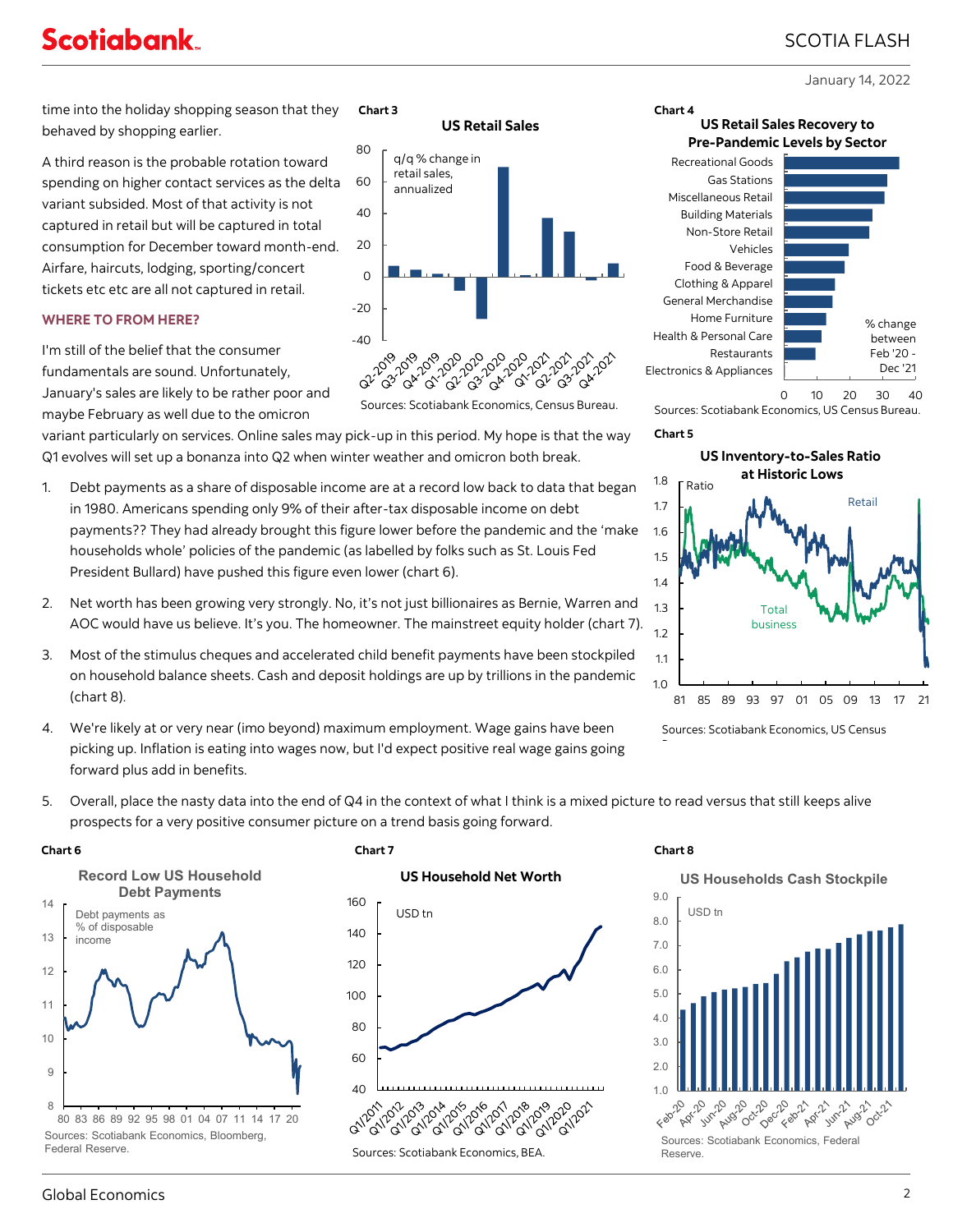time into the holiday shopping season that they behaved by shopping earlier.

A third reason is the probable rotation toward spending on higher contact services as the delta variant subsided. Most of that activity is not captured in retail but will be captured in total consumption for December toward month-end. Airfare, haircuts, lodging, sporting/concert tickets etc etc are all not captured in retail.

## WHERE TO FROM HERE?

I'm still of the belief that the consumer fundamentals are sound. Unfortunately, January's sales are likely to be rather poor and maybe February as well due to the omicron variant particularly on services. Online sales may pick-up in this period. My hope is that the way Q1 evolves will set up a bonanza into Q2 when winter weather and omicron both break.

1. Debt payments as a share of disposable income are at a record low back to data that began in 1980. Americans spending only 9% of their after-tax disposable income on debt payments?? They had already brought this figure lower before the pandemic and the 'make households whole' policies of the pandemic (as labelled by folks such as St. Louis Fed President Bullard) have pushed this figure even lower (chart 6).
2. Net worth has been growing very strongly. No, it's not just billionaires as Bernie, Warren and AOC would have us believe. It's you. The homeowner. The mainstreet equity holder (chart 7).
3. Most of the stimulus cheques and accelerated child benefit payments have been stockpiled on household balance sheets. Cash and deposit holdings are up by trillions in the pandemic (chart 8).
4. We're likely at or very near (imo beyond) maximum employment. Wage gains have been picking up. Inflation is eating into wages now, but I'd expect positive real wage gains going forward plus add in benefits.
5. Overall, place the nasty data into the end of Q4 in the context of what I think is a mixed picture to read versus that still keeps alive prospects for a very positive consumer picture on a trend basis going forward.

**Chart 3** — US Retail Sales

Sources: Scotiabank Economics, Census Bureau.

**Chart 4** — US Retail Sales Recovery to Pre-Pandemic Levels by Sector

Sources: Scotiabank Economics, US Census Bureau.

**Chart 5** — US Inventory-to-Sales Ratio at Historic Lows

Sources: Scotiabank Economics, US Census

**Chart 6** — Record Low US Household Debt Payments

Sources: Scotiabank Economics, Bloomberg, Federal Reserve.

**Chart 7** — US Household Net Worth

Sources: Scotiabank Economics, BEA.

**Chart 8** — US Households Cash Stockpile

Sources: Scotiabank Economics, Federal Reserve.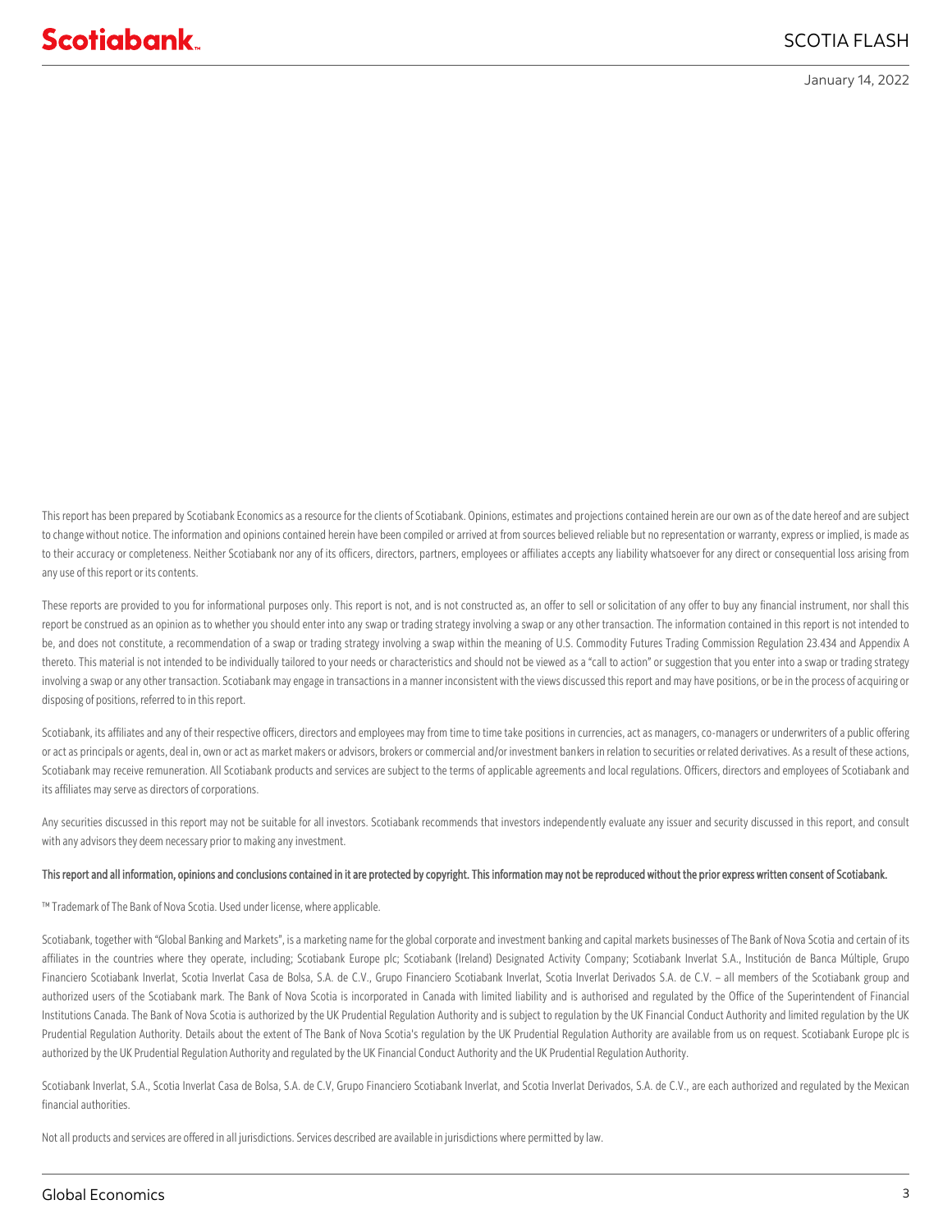This report has been prepared by Scotiabank Economics as a resource for the clients of Scotiabank. Opinions, estimates and projections contained herein are our own as of the date hereof and are subject to change without notice. The information and opinions contained herein have been compiled or arrived at from sources believed reliable but no representation or warranty, express or implied, is made as to their accuracy or completeness. Neither Scotiabank nor any of its officers, directors, partners, employees or affiliates accepts any liability whatsoever for any direct or consequential loss arising from any use of this report or its contents.

These reports are provided to you for informational purposes only. This report is not, and is not constructed as, an offer to sell or solicitation of any offer to buy any financial instrument, nor shall this report be construed as an opinion as to whether you should enter into any swap or trading strategy involving a swap or any other transaction. The information contained in this report is not intended to be, and does not constitute, a recommendation of a swap or trading strategy involving a swap within the meaning of U.S. Commodity Futures Trading Commission Regulation 23.434 and Appendix A thereto. This material is not intended to be individually tailored to your needs or characteristics and should not be viewed as a "call to action" or suggestion that you enter into a swap or trading strategy involving a swap or any other transaction. Scotiabank may engage in transactions in a manner inconsistent with the views discussed this report and may have positions, or be in the process of acquiring or disposing of positions, referred to in this report.

Scotiabank, its affiliates and any of their respective officers, directors and employees may from time to time take positions in currencies, act as managers, co-managers or underwriters of a public offering or act as principals or agents, deal in, own or act as market makers or advisors, brokers or commercial and/or investment bankers in relation to securities or related derivatives. As a result of these actions, Scotiabank may receive remuneration. All Scotiabank products and services are subject to the terms of applicable agreements and local regulations. Officers, directors and employees of Scotiabank and its affiliates may serve as directors of corporations.

Any securities discussed in this report may not be suitable for all investors. Scotiabank recommends that investors independently evaluate any issuer and security discussed in this report, and consult with any advisors they deem necessary prior to making any investment.

**This report and all information, opinions and conclusions contained in it are protected by copyright. This information may not be reproduced without the prior express written consent of Scotiabank.**

™ Trademark of The Bank of Nova Scotia. Used under license, where applicable.

Scotiabank, together with "Global Banking and Markets", is a marketing name for the global corporate and investment banking and capital markets businesses of The Bank of Nova Scotia and certain of its affiliates in the countries where they operate, including; Scotiabank Europe plc; Scotiabank (Ireland) Designated Activity Company; Scotiabank Inverlat S.A., Institución de Banca Múltiple, Grupo Financiero Scotiabank Inverlat, Scotia Inverlat Casa de Bolsa, S.A. de C.V., Grupo Financiero Scotiabank Inverlat, Scotia Inverlat Derivados S.A. de C.V. – all members of the Scotiabank group and authorized users of the Scotiabank mark. The Bank of Nova Scotia is incorporated in Canada with limited liability and is authorised and regulated by the Office of the Superintendent of Financial Institutions Canada. The Bank of Nova Scotia is authorized by the UK Prudential Regulation Authority and is subject to regulation by the UK Financial Conduct Authority and limited regulation by the UK Prudential Regulation Authority. Details about the extent of The Bank of Nova Scotia's regulation by the UK Prudential Regulation Authority are available from us on request. Scotiabank Europe plc is authorized by the UK Prudential Regulation Authority and regulated by the UK Financial Conduct Authority and the UK Prudential Regulation Authority.

Scotiabank Inverlat, S.A., Scotia Inverlat Casa de Bolsa, S.A. de C.V, Grupo Financiero Scotiabank Inverlat, and Scotia Inverlat Derivados, S.A. de C.V., are each authorized and regulated by the Mexican financial authorities.

Not all products and services are offered in all jurisdictions. Services described are available in jurisdictions where permitted by law.